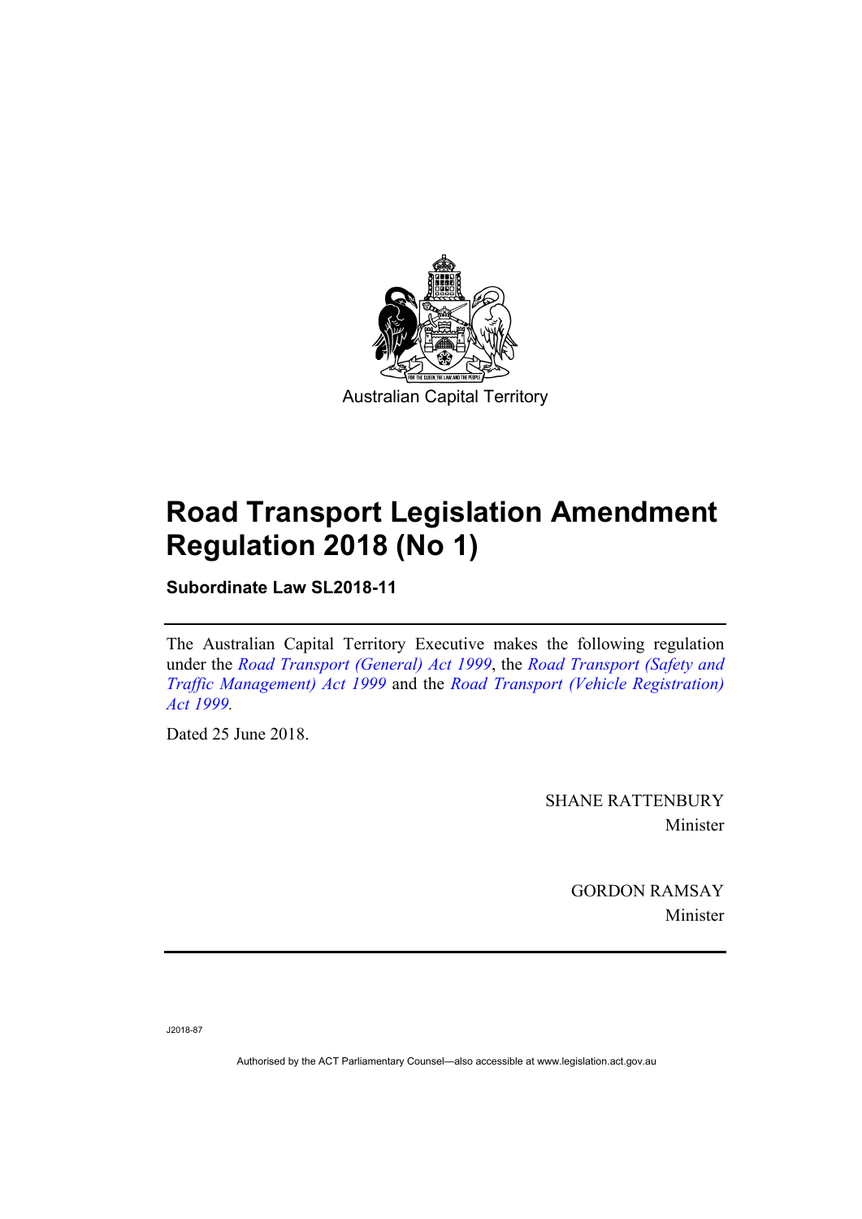Australian Capital Territory

# Road Transport Legislation Amendment Regulation 2018 (No 1)

**Subordinate Law SL2018-11**

The Australian Capital Territory Executive makes the following regulation under the *Road Transport (General) Act 1999*, the *Road Transport (Safety and Traffic Management) Act 1999* and the *Road Transport (Vehicle Registration) Act 1999*.

Dated 25 June 2018.

SHANE RATTENBURY
Minister

GORDON RAMSAY
Minister

J2018-87

Authorised by the ACT Parliamentary Counsel—also accessible at www.legislation.act.gov.au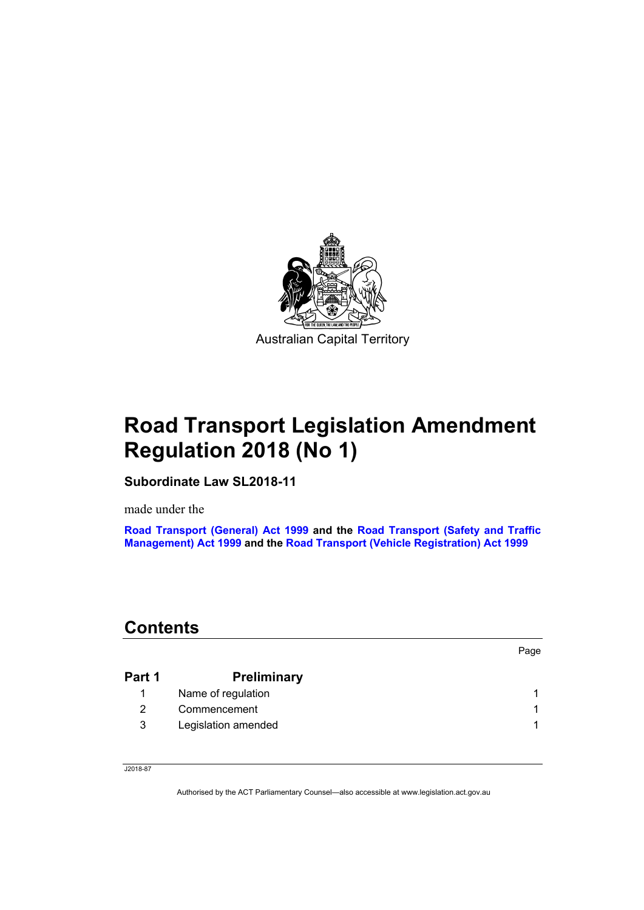Australian Capital Territory

# Road Transport Legislation Amendment Regulation 2018 (No 1)

**Subordinate Law SL2018-11**

made under the

**Road Transport (General) Act 1999 and the Road Transport (Safety and Traffic Management) Act 1999 and the Road Transport (Vehicle Registration) Act 1999**

## Contents

| | | Page |
|---|---|---|
| **Part 1** | **Preliminary** | |
| 1 | Name of regulation | 1 |
| 2 | Commencement | 1 |
| 3 | Legislation amended | 1 |

J2018-87

Authorised by the ACT Parliamentary Counsel—also accessible at www.legislation.act.gov.au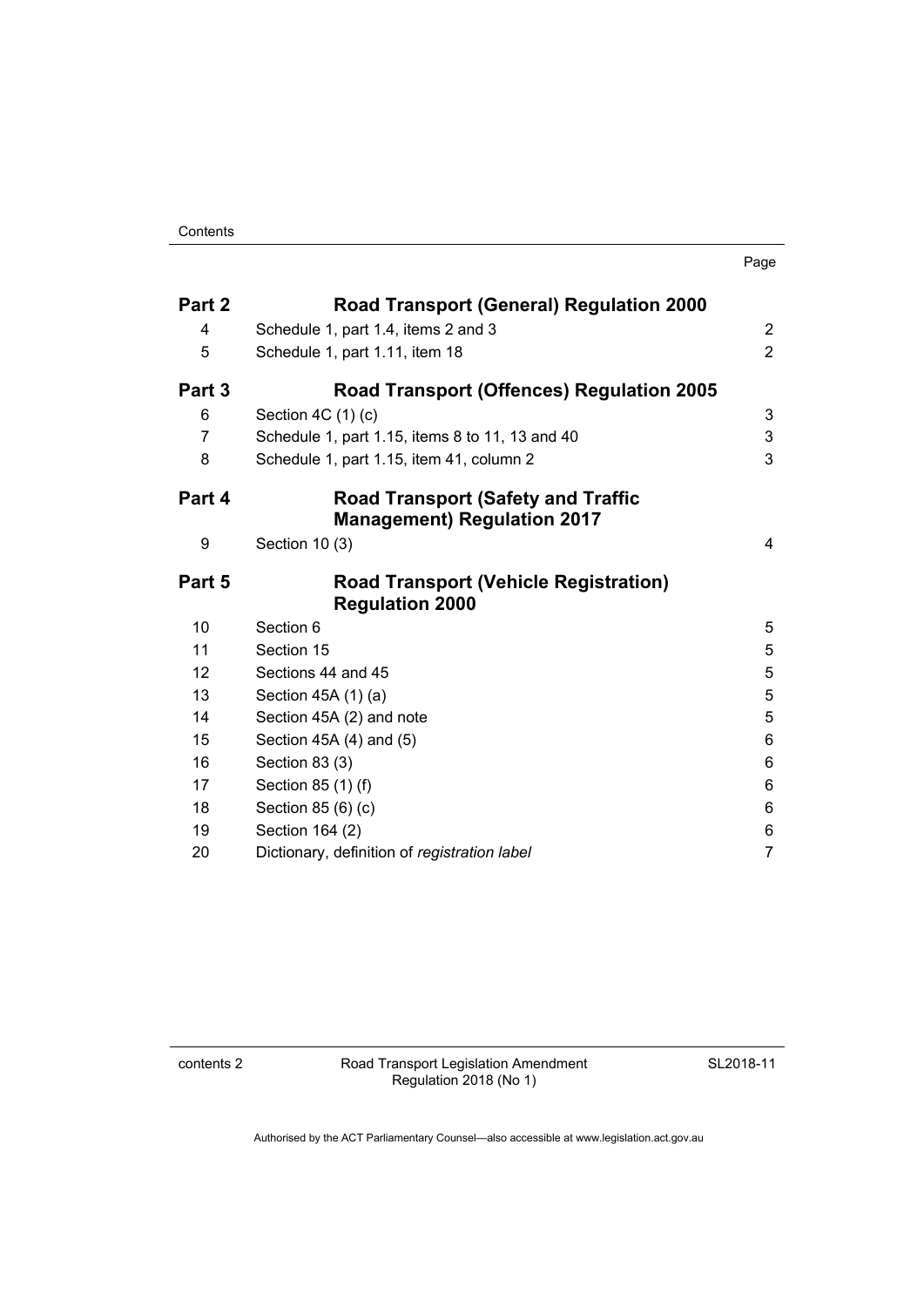Contents

| | | Page |
|---|---|---|
| **Part 2** | **Road Transport (General) Regulation 2000** | |
| 4 | Schedule 1, part 1.4, items 2 and 3 | 2 |
| 5 | Schedule 1, part 1.11, item 18 | 2 |
| **Part 3** | **Road Transport (Offences) Regulation 2005** | |
| 6 | Section 4C (1) (c) | 3 |
| 7 | Schedule 1, part 1.15, items 8 to 11, 13 and 40 | 3 |
| 8 | Schedule 1, part 1.15, item 41, column 2 | 3 |
| **Part 4** | **Road Transport (Safety and Traffic Management) Regulation 2017** | |
| 9 | Section 10 (3) | 4 |
| **Part 5** | **Road Transport (Vehicle Registration) Regulation 2000** | |
| 10 | Section 6 | 5 |
| 11 | Section 15 | 5 |
| 12 | Sections 44 and 45 | 5 |
| 13 | Section 45A (1) (a) | 5 |
| 14 | Section 45A (2) and note | 5 |
| 15 | Section 45A (4) and (5) | 6 |
| 16 | Section 83 (3) | 6 |
| 17 | Section 85 (1) (f) | 6 |
| 18 | Section 85 (6) (c) | 6 |
| 19 | Section 164 (2) | 6 |
| 20 | Dictionary, definition of *registration label* | 7 |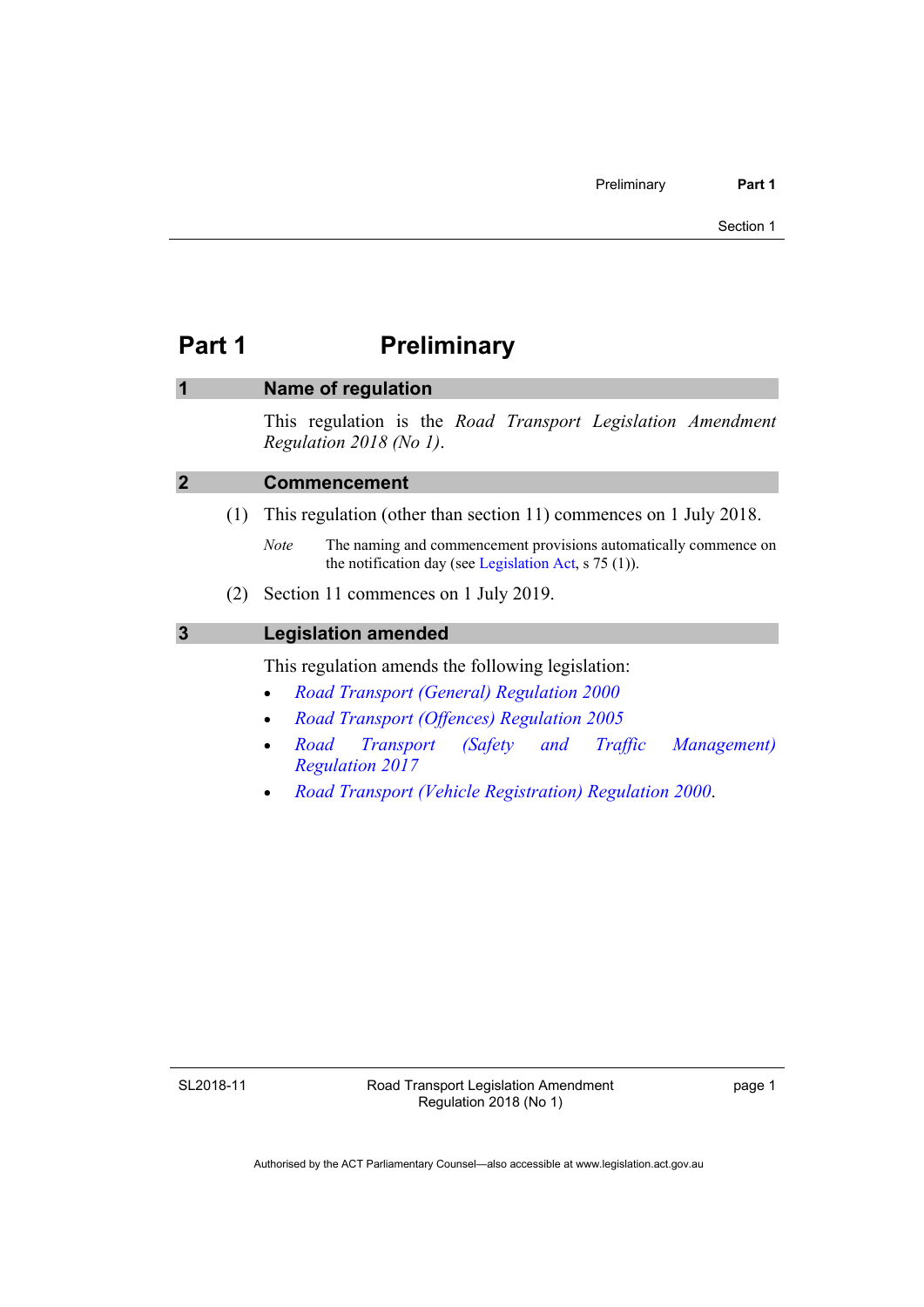# Part 1 Preliminary

## 1 Name of regulation

This regulation is the *Road Transport Legislation Amendment Regulation 2018 (No 1)*.

## 2 Commencement

(1) This regulation (other than section 11) commences on 1 July 2018.

*Note* The naming and commencement provisions automatically commence on the notification day (see Legislation Act, s 75 (1)).

(2) Section 11 commences on 1 July 2019.

## 3 Legislation amended

This regulation amends the following legislation:

- *Road Transport (General) Regulation 2000*
- *Road Transport (Offences) Regulation 2005*
- *Road Transport (Safety and Traffic Management) Regulation 2017*
- *Road Transport (Vehicle Registration) Regulation 2000*.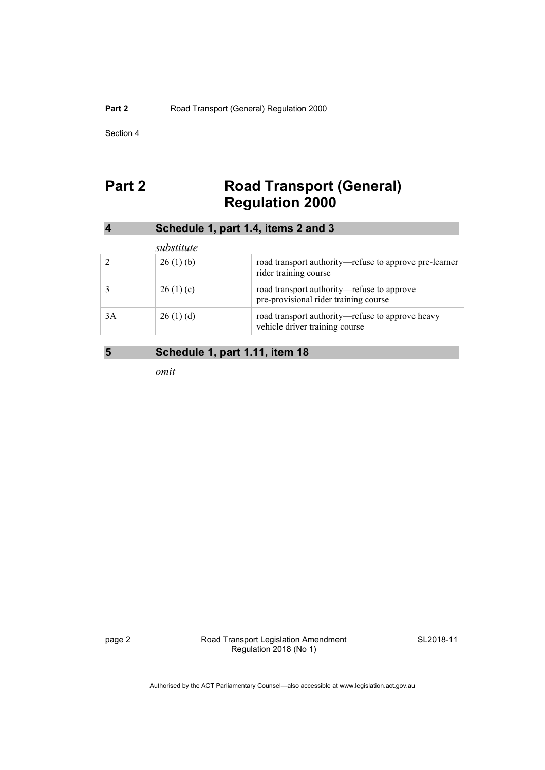# Part 2 Road Transport (General) Regulation 2000

### 4 Schedule 1, part 1.4, items 2 and 3

*substitute*

| | | |
|---|---|---|
| 2 | 26 (1) (b) | road transport authority—refuse to approve pre-learner rider training course |
| 3 | 26 (1) (c) | road transport authority—refuse to approve pre-provisional rider training course |
| 3A | 26 (1) (d) | road transport authority—refuse to approve heavy vehicle driver training course |

### 5 Schedule 1, part 1.11, item 18

*omit*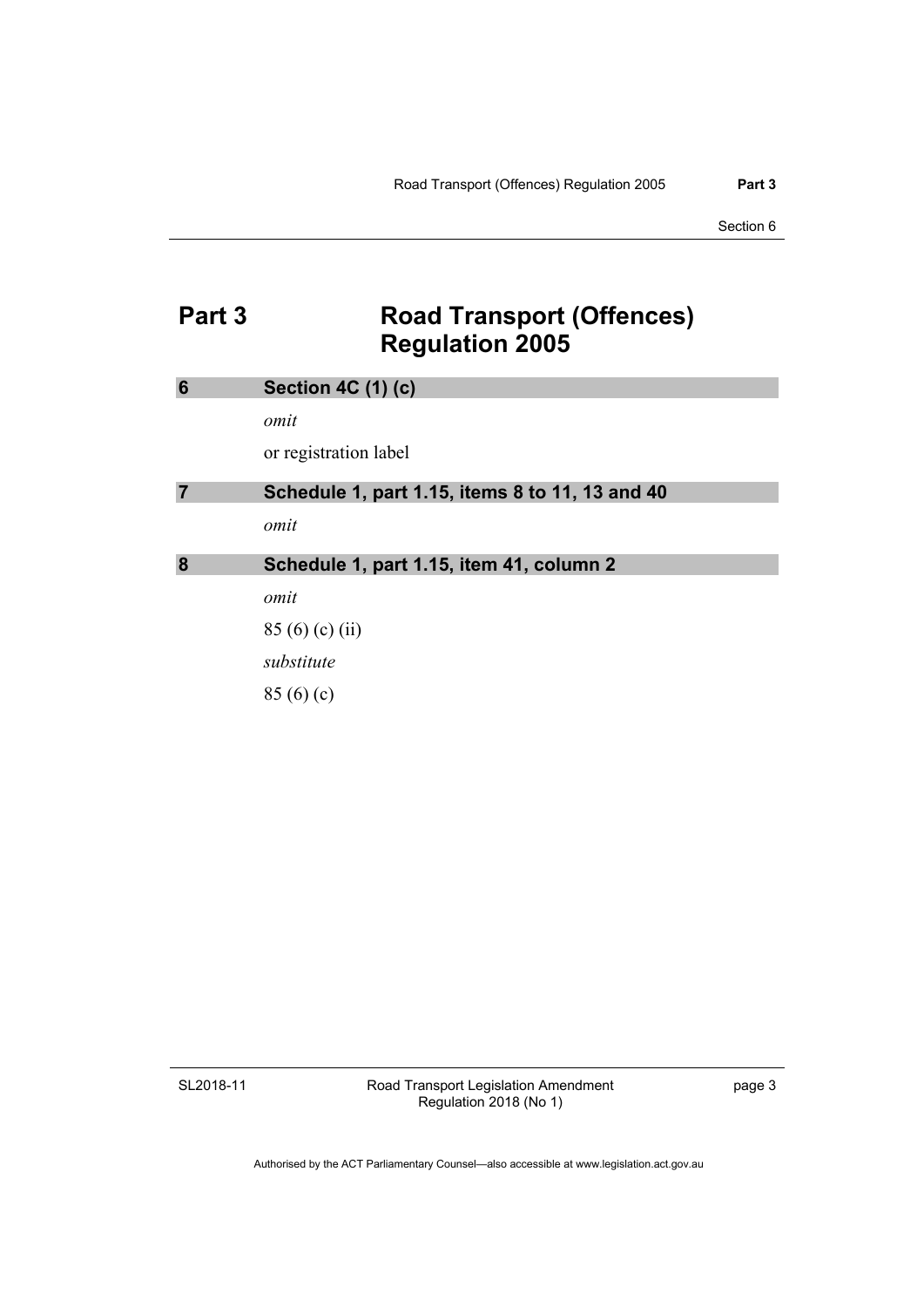# Part 3 Road Transport (Offences) Regulation 2005

## 6 Section 4C (1) (c)

*omit*

or registration label

## 7 Schedule 1, part 1.15, items 8 to 11, 13 and 40

*omit*

## 8 Schedule 1, part 1.15, item 41, column 2

*omit*

85 (6) (c) (ii)

*substitute*

85 (6) (c)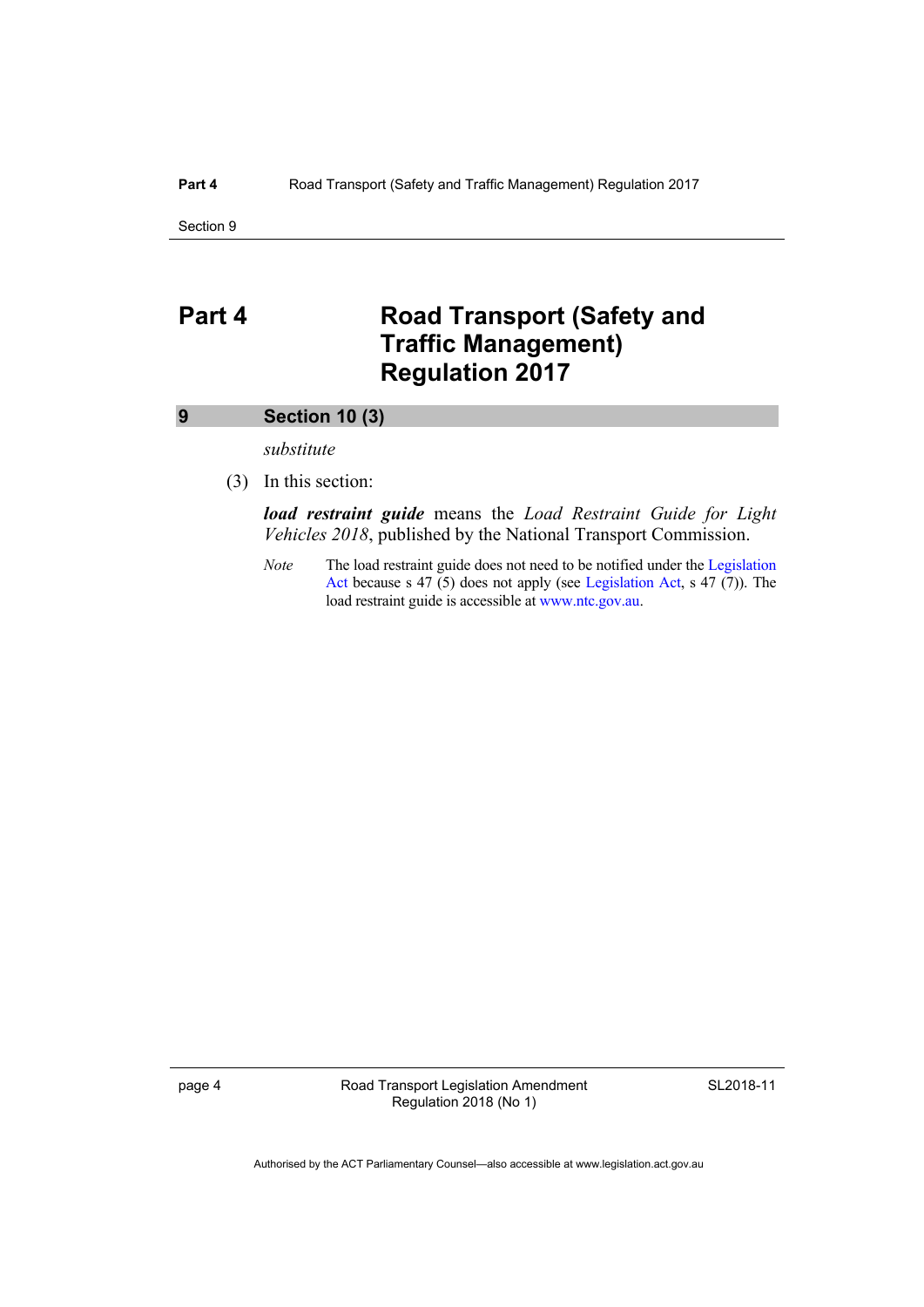# Part 4 Road Transport (Safety and Traffic Management) Regulation 2017

## 9 Section 10 (3)

*substitute*

(3) In this section:

***load restraint guide*** means the *Load Restraint Guide for Light Vehicles 2018*, published by the National Transport Commission.

*Note* The load restraint guide does not need to be notified under the Legislation Act because s 47 (5) does not apply (see Legislation Act, s 47 (7)). The load restraint guide is accessible at www.ntc.gov.au.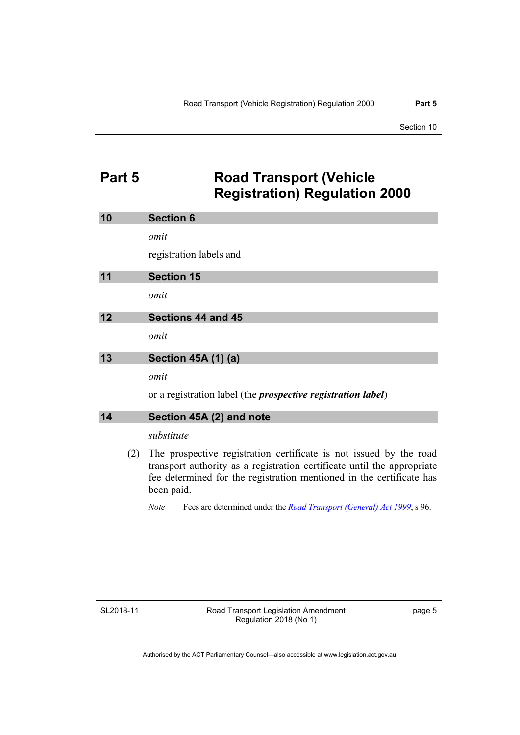# Part 5 Road Transport (Vehicle Registration) Regulation 2000

## 10 Section 6

*omit*

registration labels and

## 11 Section 15

*omit*

## 12 Sections 44 and 45

*omit*

## 13 Section 45A (1) (a)

*omit*

or a registration label (the ***prospective registration label***)

## 14 Section 45A (2) and note

*substitute*

(2) The prospective registration certificate is not issued by the road transport authority as a registration certificate until the appropriate fee determined for the registration mentioned in the certificate has been paid.

*Note* Fees are determined under the *Road Transport (General) Act 1999*, s 96.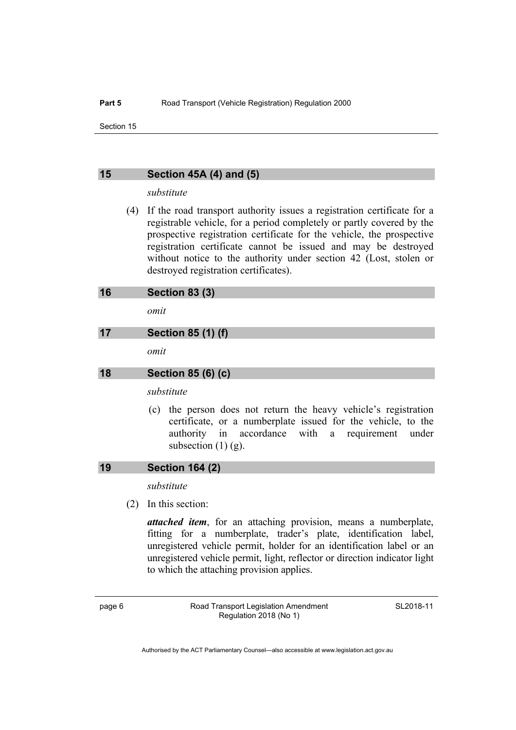## 15 Section 45A (4) and (5)

*substitute*

(4) If the road transport authority issues a registration certificate for a registrable vehicle, for a period completely or partly covered by the prospective registration certificate for the vehicle, the prospective registration certificate cannot be issued and may be destroyed without notice to the authority under section 42 (Lost, stolen or destroyed registration certificates).

## 16 Section 83 (3)

*omit*

## 17 Section 85 (1) (f)

*omit*

## 18 Section 85 (6) (c)

*substitute*

(c) the person does not return the heavy vehicle's registration certificate, or a numberplate issued for the vehicle, to the authority in accordance with a requirement under subsection (1) (g).

## 19 Section 164 (2)

*substitute*

(2) In this section:

***attached item***, for an attaching provision, means a numberplate, fitting for a numberplate, trader's plate, identification label, unregistered vehicle permit, holder for an identification label or an unregistered vehicle permit, light, reflector or direction indicator light to which the attaching provision applies.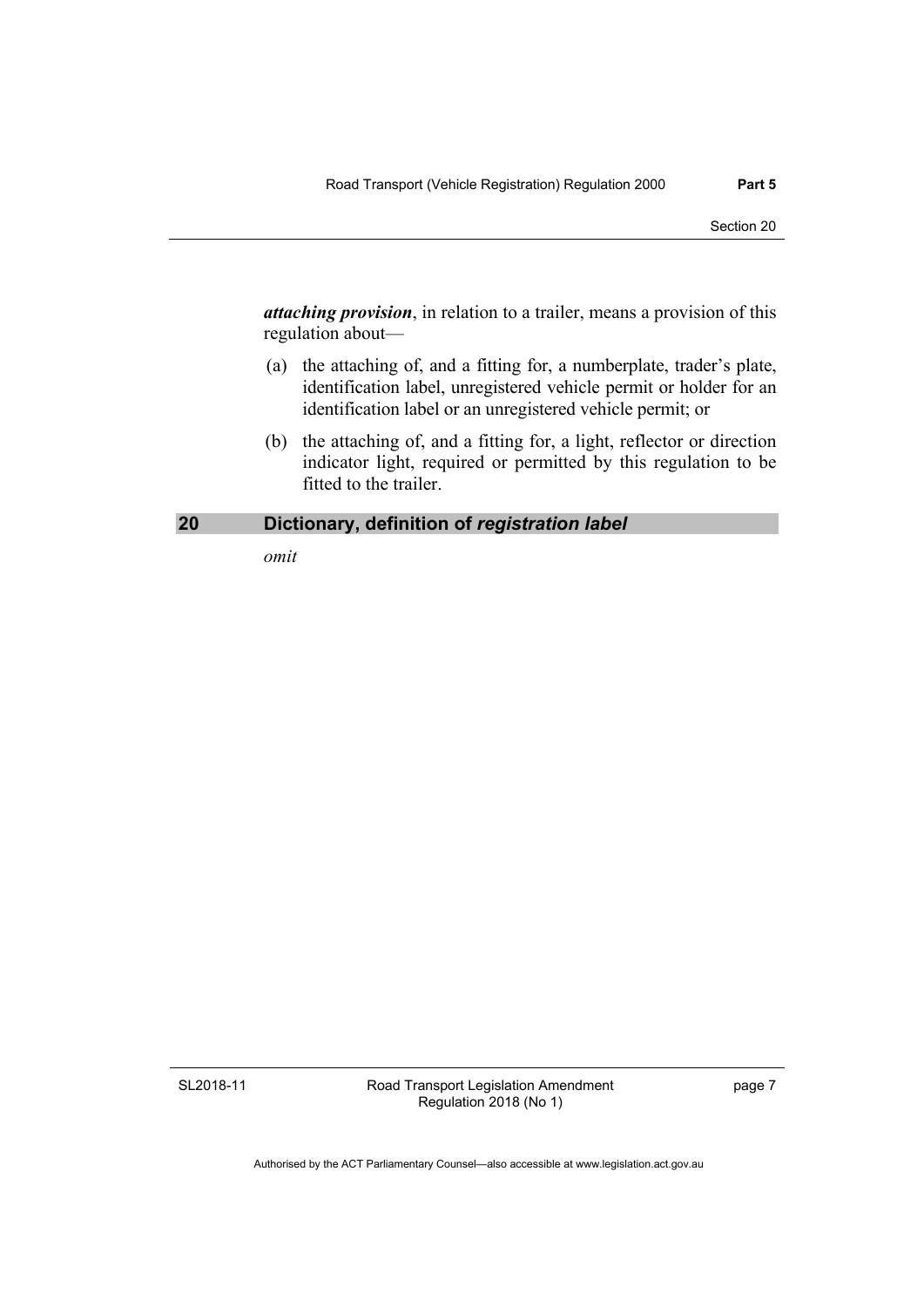***attaching provision***, in relation to a trailer, means a provision of this regulation about—

(a) the attaching of, and a fitting for, a numberplate, trader's plate, identification label, unregistered vehicle permit or holder for an identification label or an unregistered vehicle permit; or

(b) the attaching of, and a fitting for, a light, reflector or direction indicator light, required or permitted by this regulation to be fitted to the trailer.

## 20 Dictionary, definition of *registration label*

*omit*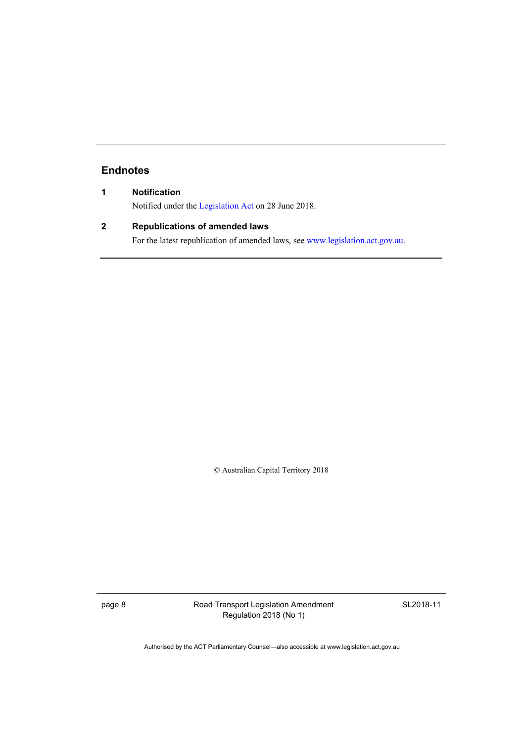## Endnotes

### 1 Notification

Notified under the Legislation Act on 28 June 2018.

### 2 Republications of amended laws

For the latest republication of amended laws, see www.legislation.act.gov.au.

© Australian Capital Territory 2018